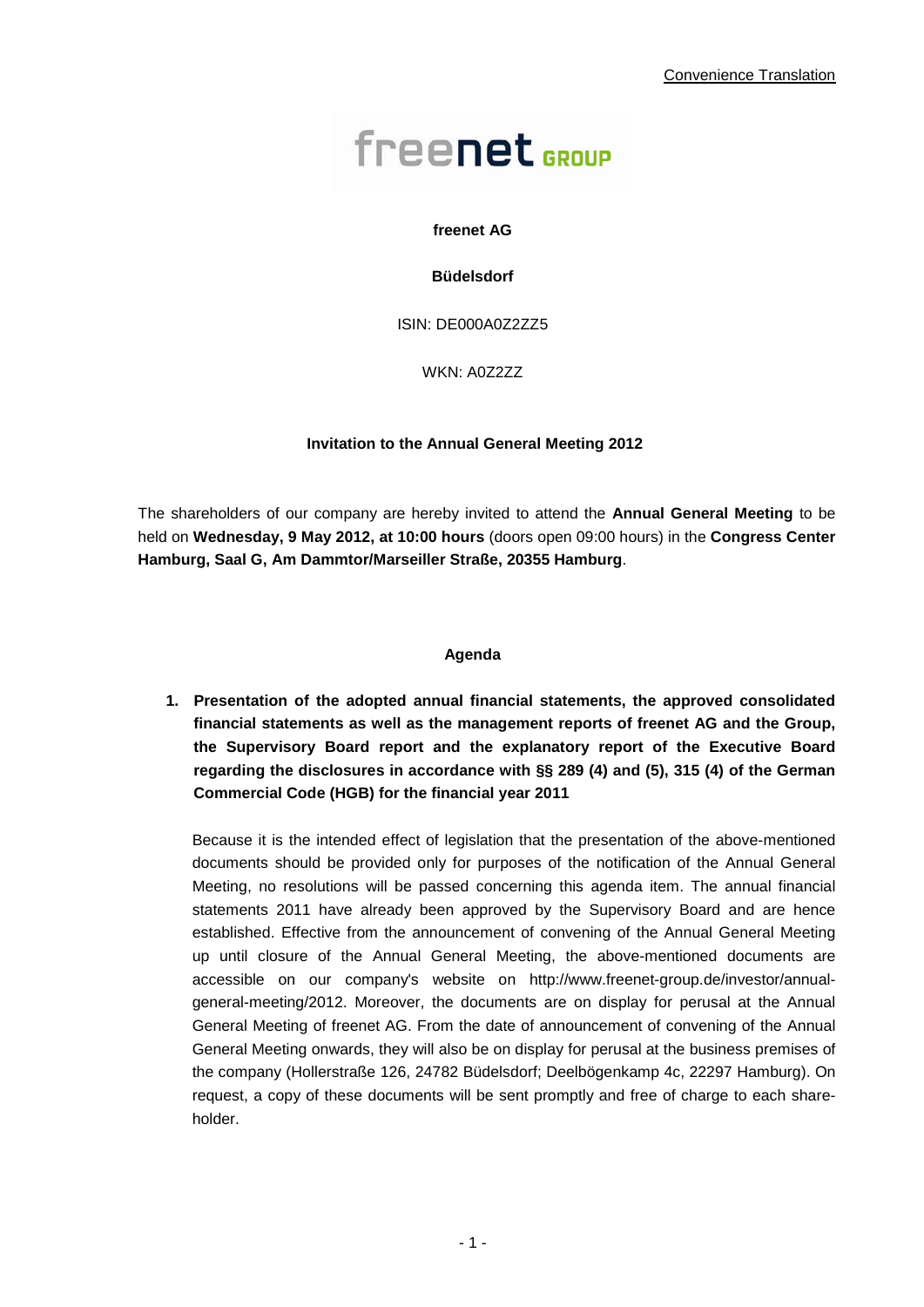Convenience Translation

freenet GROUP

**freenet AG**

**Büdelsdorf**

ISIN: DE000A0Z2ZZ5

WKN: A0Z2ZZ

**Invitation to the Annual General Meeting 2012**

The shareholders of our company are hereby invited to attend the **Annual General Meeting** to be held on **Wednesday, 9 May 2012, at 10:00 hours** (doors open 09:00 hours) in the **Congress Center Hamburg, Saal G, Am Dammtor/Marseiller Straße, 20355 Hamburg**.

## Agenda

**1. Presentation of the adopted annual financial statements, the approved consolidated financial statements as well as the management reports of freenet AG and the Group, the Supervisory Board report and the explanatory report of the Executive Board regarding the disclosures in accordance with §§ 289 (4) and (5), 315 (4) of the German Commercial Code (HGB) for the financial year 2011**

Because it is the intended effect of legislation that the presentation of the above-mentioned documents should be provided only for purposes of the notification of the Annual General Meeting, no resolutions will be passed concerning this agenda item. The annual financial statements 2011 have already been approved by the Supervisory Board and are hence established. Effective from the announcement of convening of the Annual General Meeting up until closure of the Annual General Meeting, the above-mentioned documents are accessible on our company's website on http://www.freenet-group.de/investor/annual-general-meeting/2012. Moreover, the documents are on display for perusal at the Annual General Meeting of freenet AG. From the date of announcement of convening of the Annual General Meeting onwards, they will also be on display for perusal at the business premises of the company (Hollerstraße 126, 24782 Büdelsdorf; Deelbögenkamp 4c, 22297 Hamburg). On request, a copy of these documents will be sent promptly and free of charge to each shareholder.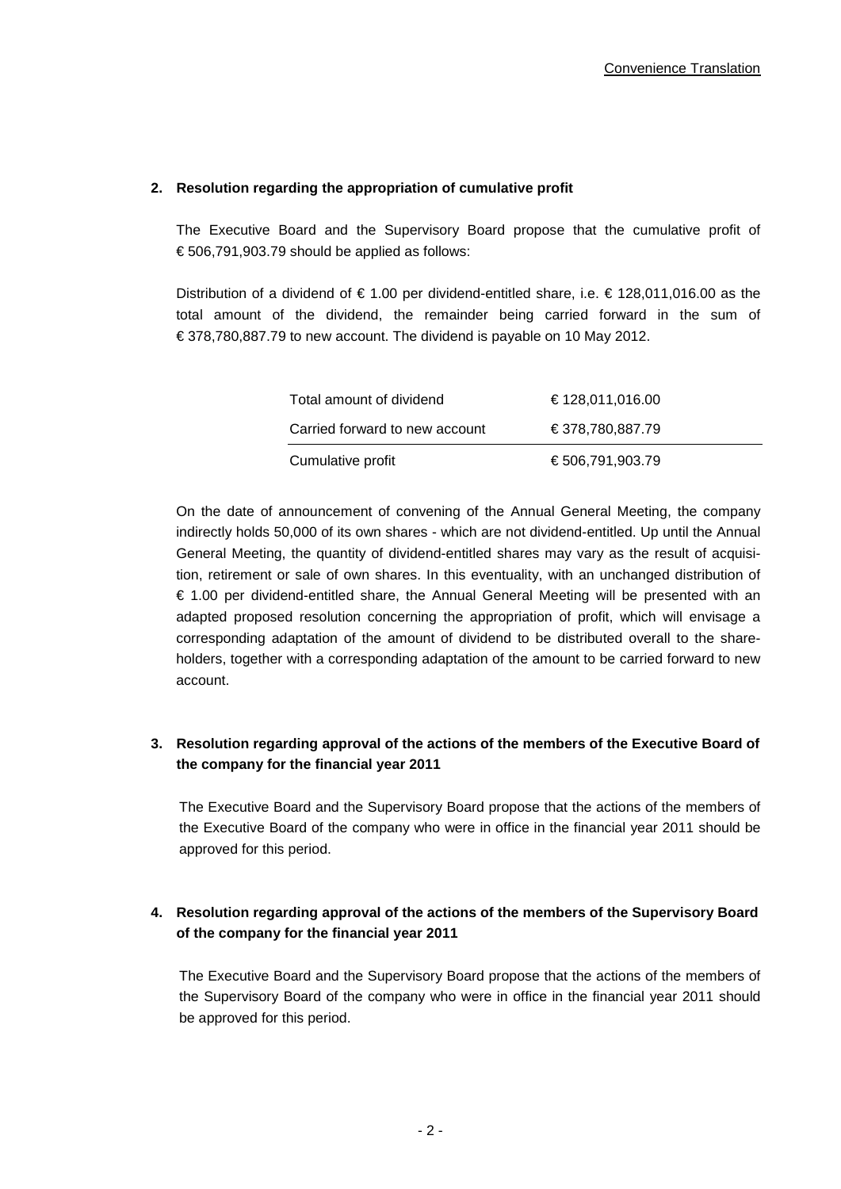**2. Resolution regarding the appropriation of cumulative profit**

The Executive Board and the Supervisory Board propose that the cumulative profit of € 506,791,903.79 should be applied as follows:

Distribution of a dividend of € 1.00 per dividend-entitled share, i.e. € 128,011,016.00 as the total amount of the dividend, the remainder being carried forward in the sum of € 378,780,887.79 to new account. The dividend is payable on 10 May 2012.

| | |
|---|---|
| Total amount of dividend | € 128,011,016.00 |
| Carried forward to new account | € 378,780,887.79 |
| Cumulative profit | € 506,791,903.79 |

On the date of announcement of convening of the Annual General Meeting, the company indirectly holds 50,000 of its own shares - which are not dividend-entitled. Up until the Annual General Meeting, the quantity of dividend-entitled shares may vary as the result of acquisition, retirement or sale of own shares. In this eventuality, with an unchanged distribution of € 1.00 per dividend-entitled share, the Annual General Meeting will be presented with an adapted proposed resolution concerning the appropriation of profit, which will envisage a corresponding adaptation of the amount of dividend to be distributed overall to the shareholders, together with a corresponding adaptation of the amount to be carried forward to new account.

**3. Resolution regarding approval of the actions of the members of the Executive Board of the company for the financial year 2011**

The Executive Board and the Supervisory Board propose that the actions of the members of the Executive Board of the company who were in office in the financial year 2011 should be approved for this period.

**4. Resolution regarding approval of the actions of the members of the Supervisory Board of the company for the financial year 2011**

The Executive Board and the Supervisory Board propose that the actions of the members of the Supervisory Board of the company who were in office in the financial year 2011 should be approved for this period.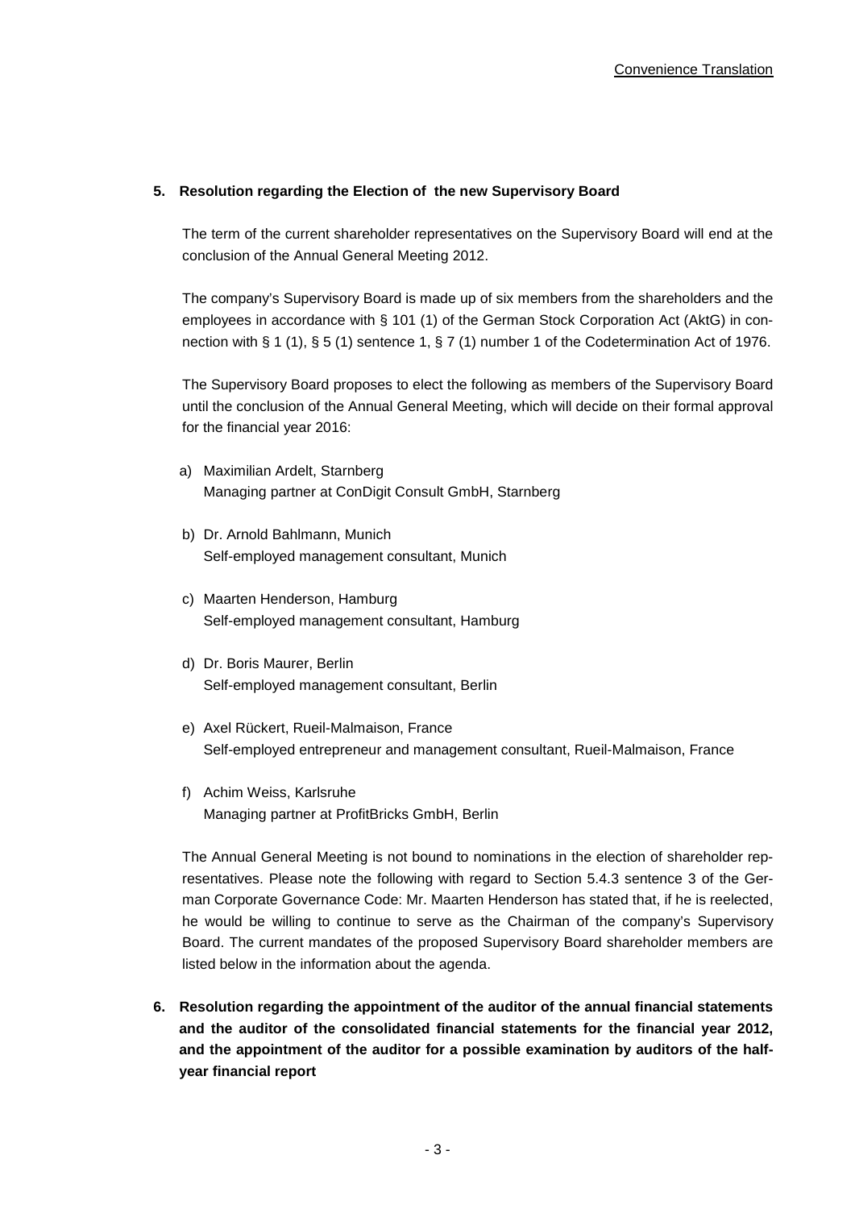**5. Resolution regarding the Election of the new Supervisory Board**

The term of the current shareholder representatives on the Supervisory Board will end at the conclusion of the Annual General Meeting 2012.

The company's Supervisory Board is made up of six members from the shareholders and the employees in accordance with § 101 (1) of the German Stock Corporation Act (AktG) in connection with § 1 (1), § 5 (1) sentence 1, § 7 (1) number 1 of the Codetermination Act of 1976.

The Supervisory Board proposes to elect the following as members of the Supervisory Board until the conclusion of the Annual General Meeting, which will decide on their formal approval for the financial year 2016:

a) Maximilian Ardelt, Starnberg
Managing partner at ConDigit Consult GmbH, Starnberg

b) Dr. Arnold Bahlmann, Munich
Self-employed management consultant, Munich

c) Maarten Henderson, Hamburg
Self-employed management consultant, Hamburg

d) Dr. Boris Maurer, Berlin
Self-employed management consultant, Berlin

e) Axel Rückert, Rueil-Malmaison, France
Self-employed entrepreneur and management consultant, Rueil-Malmaison, France

f) Achim Weiss, Karlsruhe
Managing partner at ProfitBricks GmbH, Berlin

The Annual General Meeting is not bound to nominations in the election of shareholder representatives. Please note the following with regard to Section 5.4.3 sentence 3 of the German Corporate Governance Code: Mr. Maarten Henderson has stated that, if he is reelected, he would be willing to continue to serve as the Chairman of the company's Supervisory Board. The current mandates of the proposed Supervisory Board shareholder members are listed below in the information about the agenda.

**6. Resolution regarding the appointment of the auditor of the annual financial statements and the auditor of the consolidated financial statements for the financial year 2012, and the appointment of the auditor for a possible examination by auditors of the half-year financial report**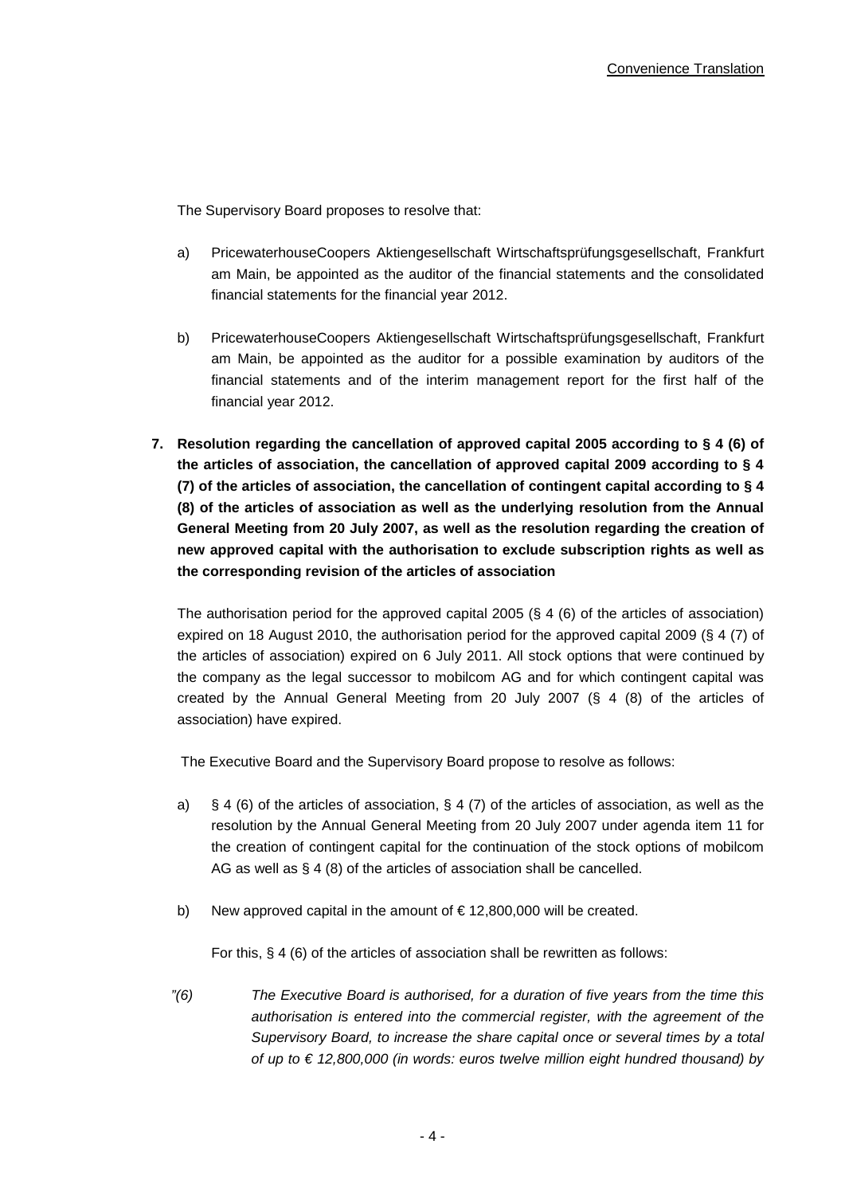The Supervisory Board proposes to resolve that:

a) PricewaterhouseCoopers Aktiengesellschaft Wirtschaftsprüfungsgesellschaft, Frankfurt am Main, be appointed as the auditor of the financial statements and the consolidated financial statements for the financial year 2012.

b) PricewaterhouseCoopers Aktiengesellschaft Wirtschaftsprüfungsgesellschaft, Frankfurt am Main, be appointed as the auditor for a possible examination by auditors of the financial statements and of the interim management report for the first half of the financial year 2012.

**7. Resolution regarding the cancellation of approved capital 2005 according to § 4 (6) of the articles of association, the cancellation of approved capital 2009 according to § 4 (7) of the articles of association, the cancellation of contingent capital according to § 4 (8) of the articles of association as well as the underlying resolution from the Annual General Meeting from 20 July 2007, as well as the resolution regarding the creation of new approved capital with the authorisation to exclude subscription rights as well as the corresponding revision of the articles of association**

The authorisation period for the approved capital 2005 (§ 4 (6) of the articles of association) expired on 18 August 2010, the authorisation period for the approved capital 2009 (§ 4 (7) of the articles of association) expired on 6 July 2011. All stock options that were continued by the company as the legal successor to mobilcom AG and for which contingent capital was created by the Annual General Meeting from 20 July 2007 (§ 4 (8) of the articles of association) have expired.

The Executive Board and the Supervisory Board propose to resolve as follows:

a) § 4 (6) of the articles of association, § 4 (7) of the articles of association, as well as the resolution by the Annual General Meeting from 20 July 2007 under agenda item 11 for the creation of contingent capital for the continuation of the stock options of mobilcom AG as well as § 4 (8) of the articles of association shall be cancelled.

b) New approved capital in the amount of € 12,800,000 will be created.

For this, § 4 (6) of the articles of association shall be rewritten as follows:

*"(6) The Executive Board is authorised, for a duration of five years from the time this authorisation is entered into the commercial register, with the agreement of the Supervisory Board, to increase the share capital once or several times by a total of up to € 12,800,000 (in words: euros twelve million eight hundred thousand) by*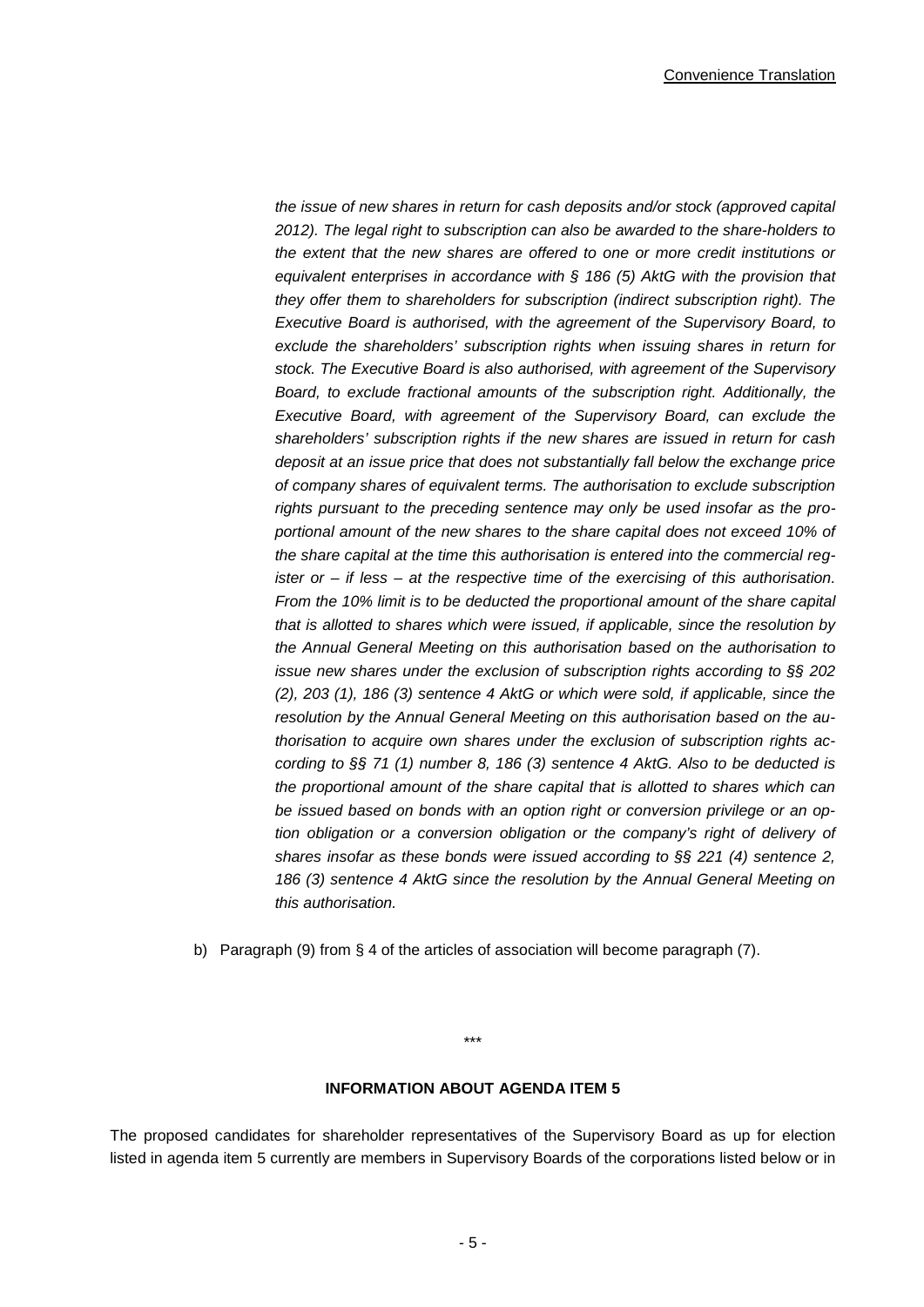*the issue of new shares in return for cash deposits and/or stock (approved capital 2012). The legal right to subscription can also be awarded to the share-holders to the extent that the new shares are offered to one or more credit institutions or equivalent enterprises in accordance with § 186 (5) AktG with the provision that they offer them to shareholders for subscription (indirect subscription right). The Executive Board is authorised, with the agreement of the Supervisory Board, to exclude the shareholders' subscription rights when issuing shares in return for stock. The Executive Board is also authorised, with agreement of the Supervisory Board, to exclude fractional amounts of the subscription right. Additionally, the Executive Board, with agreement of the Supervisory Board, can exclude the shareholders' subscription rights if the new shares are issued in return for cash deposit at an issue price that does not substantially fall below the exchange price of company shares of equivalent terms. The authorisation to exclude subscription rights pursuant to the preceding sentence may only be used insofar as the proportional amount of the new shares to the share capital does not exceed 10% of the share capital at the time this authorisation is entered into the commercial register or – if less – at the respective time of the exercising of this authorisation. From the 10% limit is to be deducted the proportional amount of the share capital that is allotted to shares which were issued, if applicable, since the resolution by the Annual General Meeting on this authorisation based on the authorisation to issue new shares under the exclusion of subscription rights according to §§ 202 (2), 203 (1), 186 (3) sentence 4 AktG or which were sold, if applicable, since the resolution by the Annual General Meeting on this authorisation based on the authorisation to acquire own shares under the exclusion of subscription rights according to §§ 71 (1) number 8, 186 (3) sentence 4 AktG. Also to be deducted is the proportional amount of the share capital that is allotted to shares which can be issued based on bonds with an option right or conversion privilege or an option obligation or a conversion obligation or the company's right of delivery of shares insofar as these bonds were issued according to §§ 221 (4) sentence 2, 186 (3) sentence 4 AktG since the resolution by the Annual General Meeting on this authorisation.*

b) Paragraph (9) from § 4 of the articles of association will become paragraph (7).

\*\*\*

**INFORMATION ABOUT AGENDA ITEM 5**

The proposed candidates for shareholder representatives of the Supervisory Board as up for election listed in agenda item 5 currently are members in Supervisory Boards of the corporations listed below or in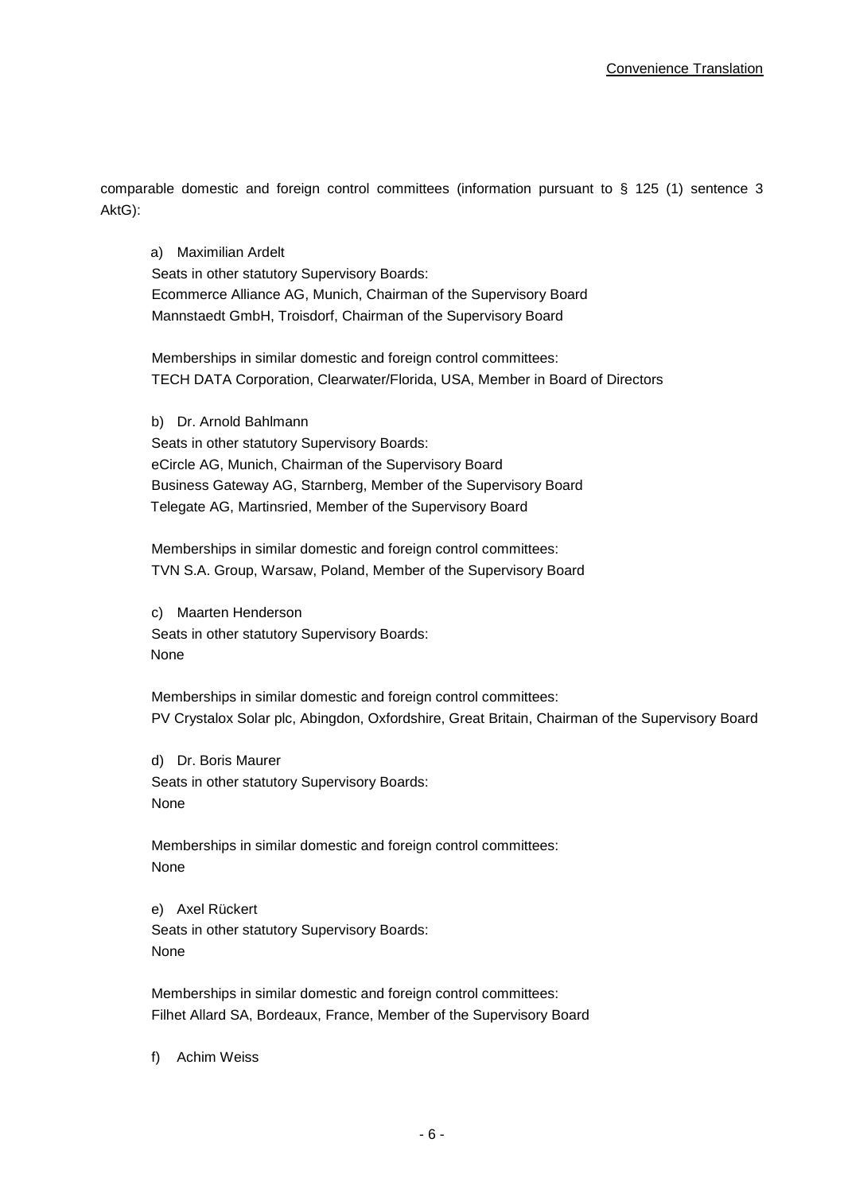comparable domestic and foreign control committees (information pursuant to § 125 (1) sentence 3 AktG):

a) Maximilian Ardelt
Seats in other statutory Supervisory Boards:
Ecommerce Alliance AG, Munich, Chairman of the Supervisory Board
Mannstaedt GmbH, Troisdorf, Chairman of the Supervisory Board

Memberships in similar domestic and foreign control committees:
TECH DATA Corporation, Clearwater/Florida, USA, Member in Board of Directors

b) Dr. Arnold Bahlmann
Seats in other statutory Supervisory Boards:
eCircle AG, Munich, Chairman of the Supervisory Board
Business Gateway AG, Starnberg, Member of the Supervisory Board
Telegate AG, Martinsried, Member of the Supervisory Board

Memberships in similar domestic and foreign control committees:
TVN S.A. Group, Warsaw, Poland, Member of the Supervisory Board

c) Maarten Henderson
Seats in other statutory Supervisory Boards:
None

Memberships in similar domestic and foreign control committees:
PV Crystalox Solar plc, Abingdon, Oxfordshire, Great Britain, Chairman of the Supervisory Board

d) Dr. Boris Maurer
Seats in other statutory Supervisory Boards:
None

Memberships in similar domestic and foreign control committees:
None

e) Axel Rückert
Seats in other statutory Supervisory Boards:
None

Memberships in similar domestic and foreign control committees:
Filhet Allard SA, Bordeaux, France, Member of the Supervisory Board

f) Achim Weiss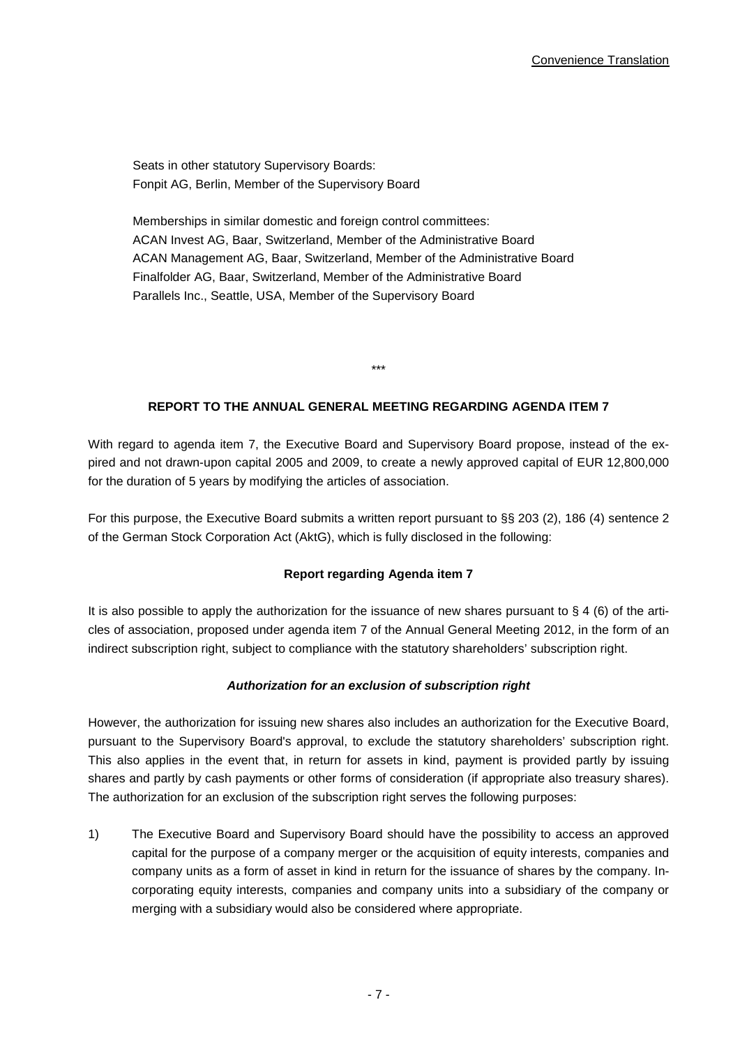Convenience Translation

Seats in other statutory Supervisory Boards:
Fonpit AG, Berlin, Member of the Supervisory Board

Memberships in similar domestic and foreign control committees:
ACAN Invest AG, Baar, Switzerland, Member of the Administrative Board
ACAN Management AG, Baar, Switzerland, Member of the Administrative Board
Finalfolder AG, Baar, Switzerland, Member of the Administrative Board
Parallels Inc., Seattle, USA, Member of the Supervisory Board

***

**REPORT TO THE ANNUAL GENERAL MEETING REGARDING AGENDA ITEM 7**

With regard to agenda item 7, the Executive Board and Supervisory Board propose, instead of the expired and not drawn-upon capital 2005 and 2009, to create a newly approved capital of EUR 12,800,000 for the duration of 5 years by modifying the articles of association.

For this purpose, the Executive Board submits a written report pursuant to §§ 203 (2), 186 (4) sentence 2 of the German Stock Corporation Act (AktG), which is fully disclosed in the following:

**Report regarding Agenda item 7**

It is also possible to apply the authorization for the issuance of new shares pursuant to § 4 (6) of the articles of association, proposed under agenda item 7 of the Annual General Meeting 2012, in the form of an indirect subscription right, subject to compliance with the statutory shareholders' subscription right.

***Authorization for an exclusion of subscription right***

However, the authorization for issuing new shares also includes an authorization for the Executive Board, pursuant to the Supervisory Board's approval, to exclude the statutory shareholders' subscription right. This also applies in the event that, in return for assets in kind, payment is provided partly by issuing shares and partly by cash payments or other forms of consideration (if appropriate also treasury shares). The authorization for an exclusion of the subscription right serves the following purposes:

1) The Executive Board and Supervisory Board should have the possibility to access an approved capital for the purpose of a company merger or the acquisition of equity interests, companies and company units as a form of asset in kind in return for the issuance of shares by the company. Incorporating equity interests, companies and company units into a subsidiary of the company or merging with a subsidiary would also be considered where appropriate.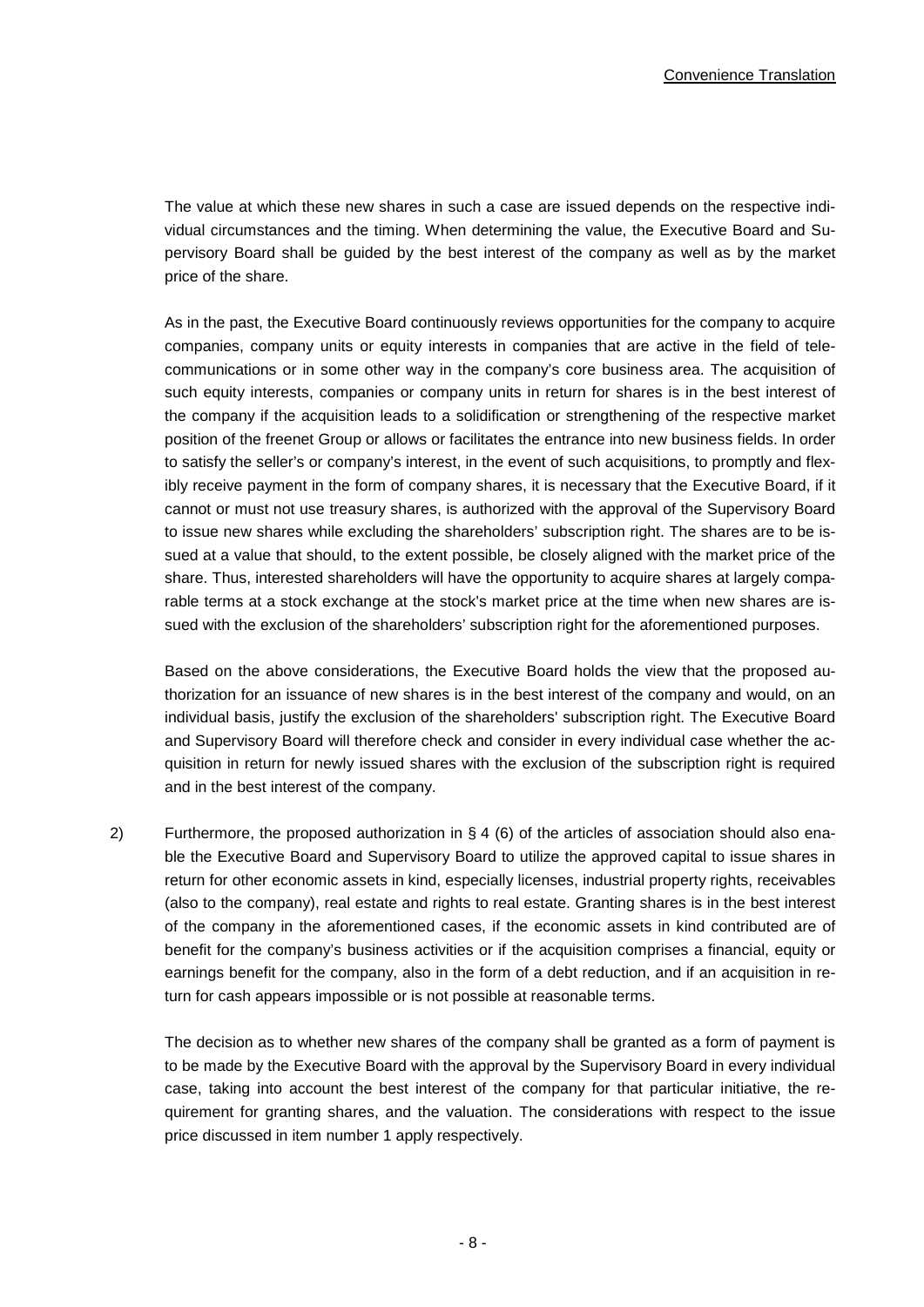The value at which these new shares in such a case are issued depends on the respective individual circumstances and the timing. When determining the value, the Executive Board and Supervisory Board shall be guided by the best interest of the company as well as by the market price of the share.

As in the past, the Executive Board continuously reviews opportunities for the company to acquire companies, company units or equity interests in companies that are active in the field of telecommunications or in some other way in the company's core business area. The acquisition of such equity interests, companies or company units in return for shares is in the best interest of the company if the acquisition leads to a solidification or strengthening of the respective market position of the freenet Group or allows or facilitates the entrance into new business fields. In order to satisfy the seller's or company's interest, in the event of such acquisitions, to promptly and flexibly receive payment in the form of company shares, it is necessary that the Executive Board, if it cannot or must not use treasury shares, is authorized with the approval of the Supervisory Board to issue new shares while excluding the shareholders' subscription right. The shares are to be issued at a value that should, to the extent possible, be closely aligned with the market price of the share. Thus, interested shareholders will have the opportunity to acquire shares at largely comparable terms at a stock exchange at the stock's market price at the time when new shares are issued with the exclusion of the shareholders' subscription right for the aforementioned purposes.

Based on the above considerations, the Executive Board holds the view that the proposed authorization for an issuance of new shares is in the best interest of the company and would, on an individual basis, justify the exclusion of the shareholders' subscription right. The Executive Board and Supervisory Board will therefore check and consider in every individual case whether the acquisition in return for newly issued shares with the exclusion of the subscription right is required and in the best interest of the company.

2) Furthermore, the proposed authorization in § 4 (6) of the articles of association should also enable the Executive Board and Supervisory Board to utilize the approved capital to issue shares in return for other economic assets in kind, especially licenses, industrial property rights, receivables (also to the company), real estate and rights to real estate. Granting shares is in the best interest of the company in the aforementioned cases, if the economic assets in kind contributed are of benefit for the company's business activities or if the acquisition comprises a financial, equity or earnings benefit for the company, also in the form of a debt reduction, and if an acquisition in return for cash appears impossible or is not possible at reasonable terms.

The decision as to whether new shares of the company shall be granted as a form of payment is to be made by the Executive Board with the approval by the Supervisory Board in every individual case, taking into account the best interest of the company for that particular initiative, the requirement for granting shares, and the valuation. The considerations with respect to the issue price discussed in item number 1 apply respectively.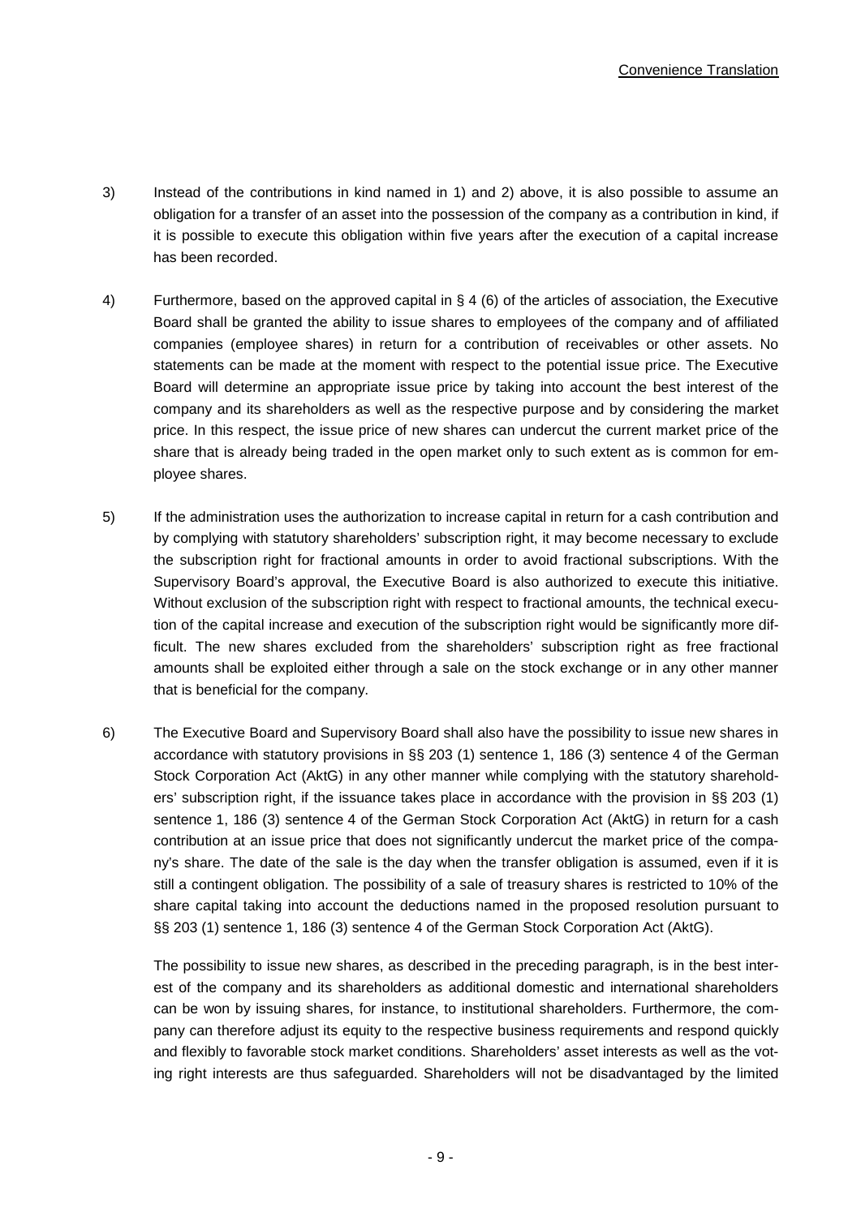3) Instead of the contributions in kind named in 1) and 2) above, it is also possible to assume an obligation for a transfer of an asset into the possession of the company as a contribution in kind, if it is possible to execute this obligation within five years after the execution of a capital increase has been recorded.

4) Furthermore, based on the approved capital in § 4 (6) of the articles of association, the Executive Board shall be granted the ability to issue shares to employees of the company and of affiliated companies (employee shares) in return for a contribution of receivables or other assets. No statements can be made at the moment with respect to the potential issue price. The Executive Board will determine an appropriate issue price by taking into account the best interest of the company and its shareholders as well as the respective purpose and by considering the market price. In this respect, the issue price of new shares can undercut the current market price of the share that is already being traded in the open market only to such extent as is common for employee shares.

5) If the administration uses the authorization to increase capital in return for a cash contribution and by complying with statutory shareholders' subscription right, it may become necessary to exclude the subscription right for fractional amounts in order to avoid fractional subscriptions. With the Supervisory Board's approval, the Executive Board is also authorized to execute this initiative. Without exclusion of the subscription right with respect to fractional amounts, the technical execution of the capital increase and execution of the subscription right would be significantly more difficult. The new shares excluded from the shareholders' subscription right as free fractional amounts shall be exploited either through a sale on the stock exchange or in any other manner that is beneficial for the company.

6) The Executive Board and Supervisory Board shall also have the possibility to issue new shares in accordance with statutory provisions in §§ 203 (1) sentence 1, 186 (3) sentence 4 of the German Stock Corporation Act (AktG) in any other manner while complying with the statutory shareholders' subscription right, if the issuance takes place in accordance with the provision in §§ 203 (1) sentence 1, 186 (3) sentence 4 of the German Stock Corporation Act (AktG) in return for a cash contribution at an issue price that does not significantly undercut the market price of the company's share. The date of the sale is the day when the transfer obligation is assumed, even if it is still a contingent obligation. The possibility of a sale of treasury shares is restricted to 10% of the share capital taking into account the deductions named in the proposed resolution pursuant to §§ 203 (1) sentence 1, 186 (3) sentence 4 of the German Stock Corporation Act (AktG).

   The possibility to issue new shares, as described in the preceding paragraph, is in the best interest of the company and its shareholders as additional domestic and international shareholders can be won by issuing shares, for instance, to institutional shareholders. Furthermore, the company can therefore adjust its equity to the respective business requirements and respond quickly and flexibly to favorable stock market conditions. Shareholders' asset interests as well as the voting right interests are thus safeguarded. Shareholders will not be disadvantaged by the limited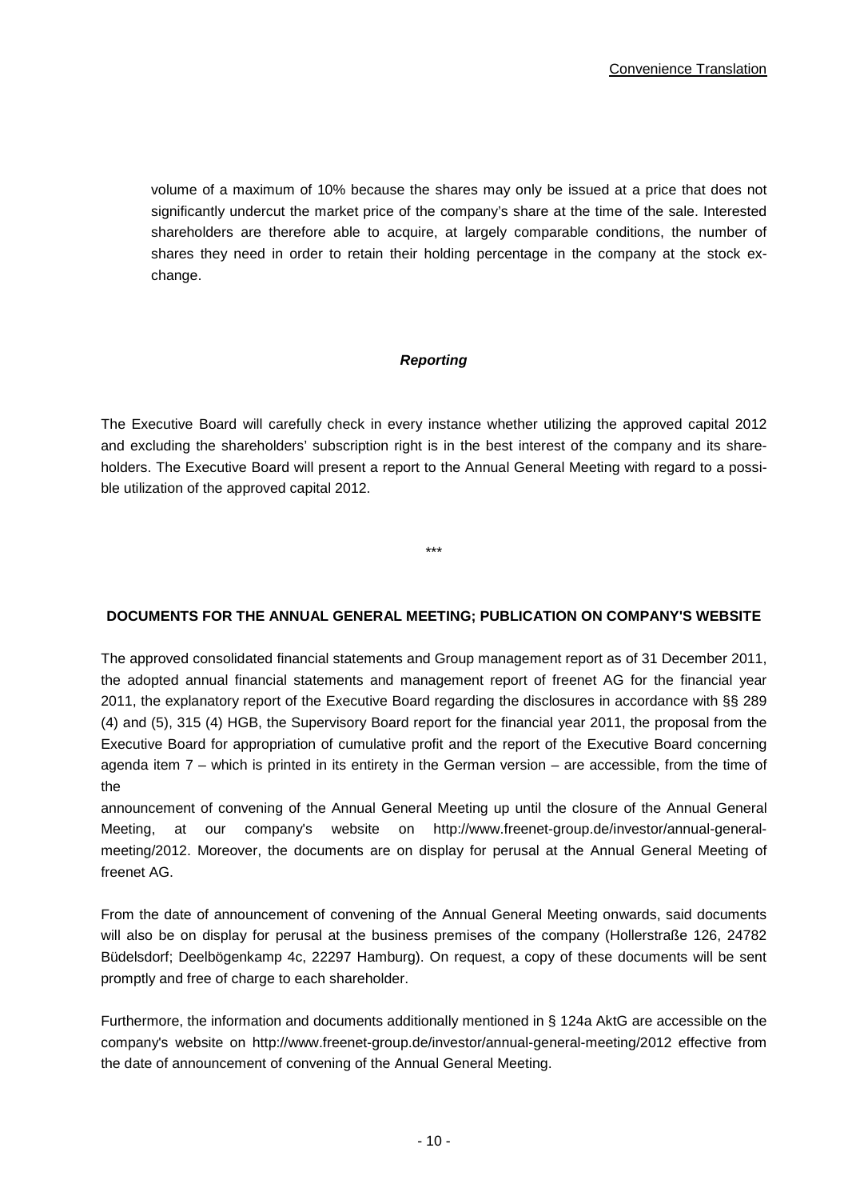volume of a maximum of 10% because the shares may only be issued at a price that does not significantly undercut the market price of the company's share at the time of the sale. Interested shareholders are therefore able to acquire, at largely comparable conditions, the number of shares they need in order to retain their holding percentage in the company at the stock exchange.

***Reporting***

The Executive Board will carefully check in every instance whether utilizing the approved capital 2012 and excluding the shareholders' subscription right is in the best interest of the company and its shareholders. The Executive Board will present a report to the Annual General Meeting with regard to a possible utilization of the approved capital 2012.

\*\*\*

**DOCUMENTS FOR THE ANNUAL GENERAL MEETING; PUBLICATION ON COMPANY'S WEBSITE**

The approved consolidated financial statements and Group management report as of 31 December 2011, the adopted annual financial statements and management report of freenet AG for the financial year 2011, the explanatory report of the Executive Board regarding the disclosures in accordance with §§ 289 (4) and (5), 315 (4) HGB, the Supervisory Board report for the financial year 2011, the proposal from the Executive Board for appropriation of cumulative profit and the report of the Executive Board concerning agenda item 7 – which is printed in its entirety in the German version – are accessible, from the time of the announcement of convening of the Annual General Meeting up until the closure of the Annual General Meeting, at our company's website on http://www.freenet-group.de/investor/annual-general-meeting/2012. Moreover, the documents are on display for perusal at the Annual General Meeting of freenet AG.

From the date of announcement of convening of the Annual General Meeting onwards, said documents will also be on display for perusal at the business premises of the company (Hollerstraße 126, 24782 Büdelsdorf; Deelbögenkamp 4c, 22297 Hamburg). On request, a copy of these documents will be sent promptly and free of charge to each shareholder.

Furthermore, the information and documents additionally mentioned in § 124a AktG are accessible on the company's website on http://www.freenet-group.de/investor/annual-general-meeting/2012 effective from the date of announcement of convening of the Annual General Meeting.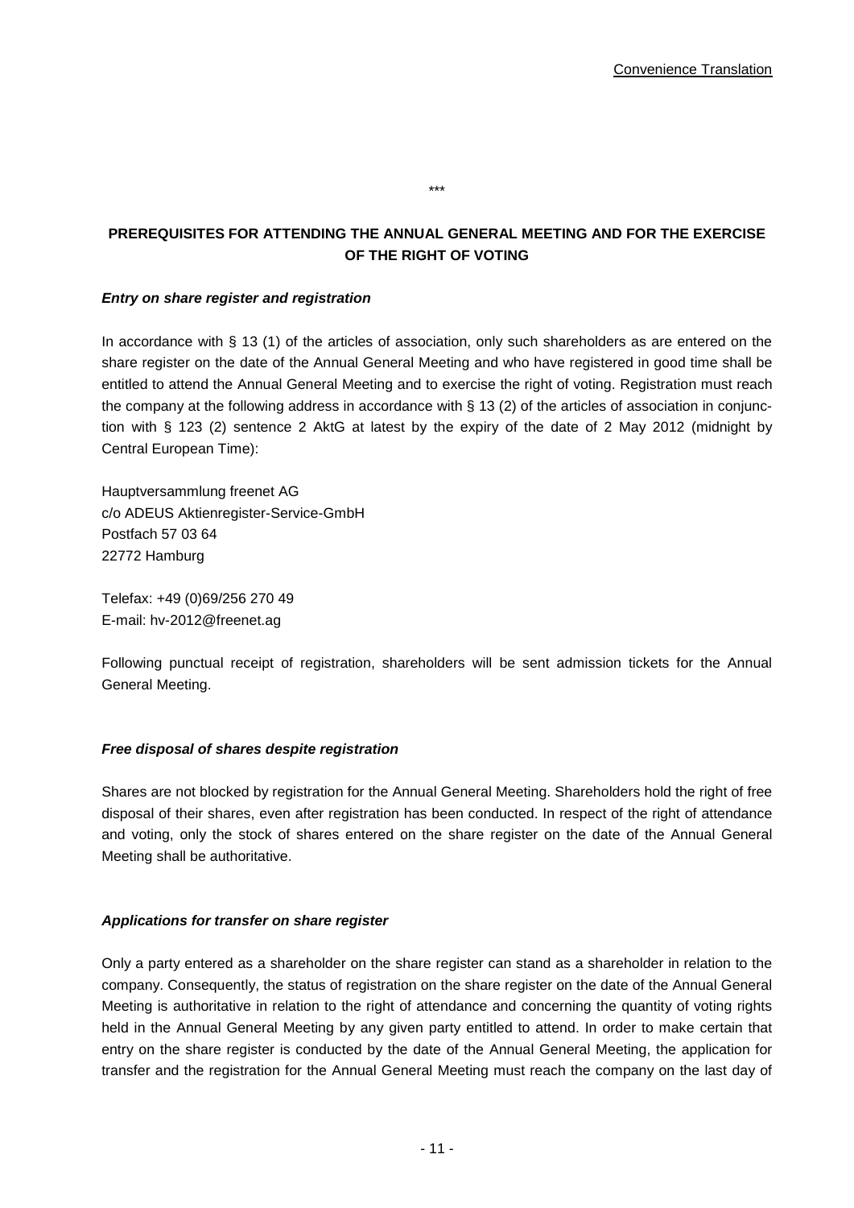\*\*\*

## PREREQUISITES FOR ATTENDING THE ANNUAL GENERAL MEETING AND FOR THE EXERCISE OF THE RIGHT OF VOTING

***Entry on share register and registration***

In accordance with § 13 (1) of the articles of association, only such shareholders as are entered on the share register on the date of the Annual General Meeting and who have registered in good time shall be entitled to attend the Annual General Meeting and to exercise the right of voting. Registration must reach the company at the following address in accordance with § 13 (2) of the articles of association in conjunction with § 123 (2) sentence 2 AktG at latest by the expiry of the date of 2 May 2012 (midnight by Central European Time):

Hauptversammlung freenet AG
c/o ADEUS Aktienregister-Service-GmbH
Postfach 57 03 64
22772 Hamburg

Telefax: +49 (0)69/256 270 49
E-mail: hv-2012@freenet.ag

Following punctual receipt of registration, shareholders will be sent admission tickets for the Annual General Meeting.

***Free disposal of shares despite registration***

Shares are not blocked by registration for the Annual General Meeting. Shareholders hold the right of free disposal of their shares, even after registration has been conducted. In respect of the right of attendance and voting, only the stock of shares entered on the share register on the date of the Annual General Meeting shall be authoritative.

***Applications for transfer on share register***

Only a party entered as a shareholder on the share register can stand as a shareholder in relation to the company. Consequently, the status of registration on the share register on the date of the Annual General Meeting is authoritative in relation to the right of attendance and concerning the quantity of voting rights held in the Annual General Meeting by any given party entitled to attend. In order to make certain that entry on the share register is conducted by the date of the Annual General Meeting, the application for transfer and the registration for the Annual General Meeting must reach the company on the last day of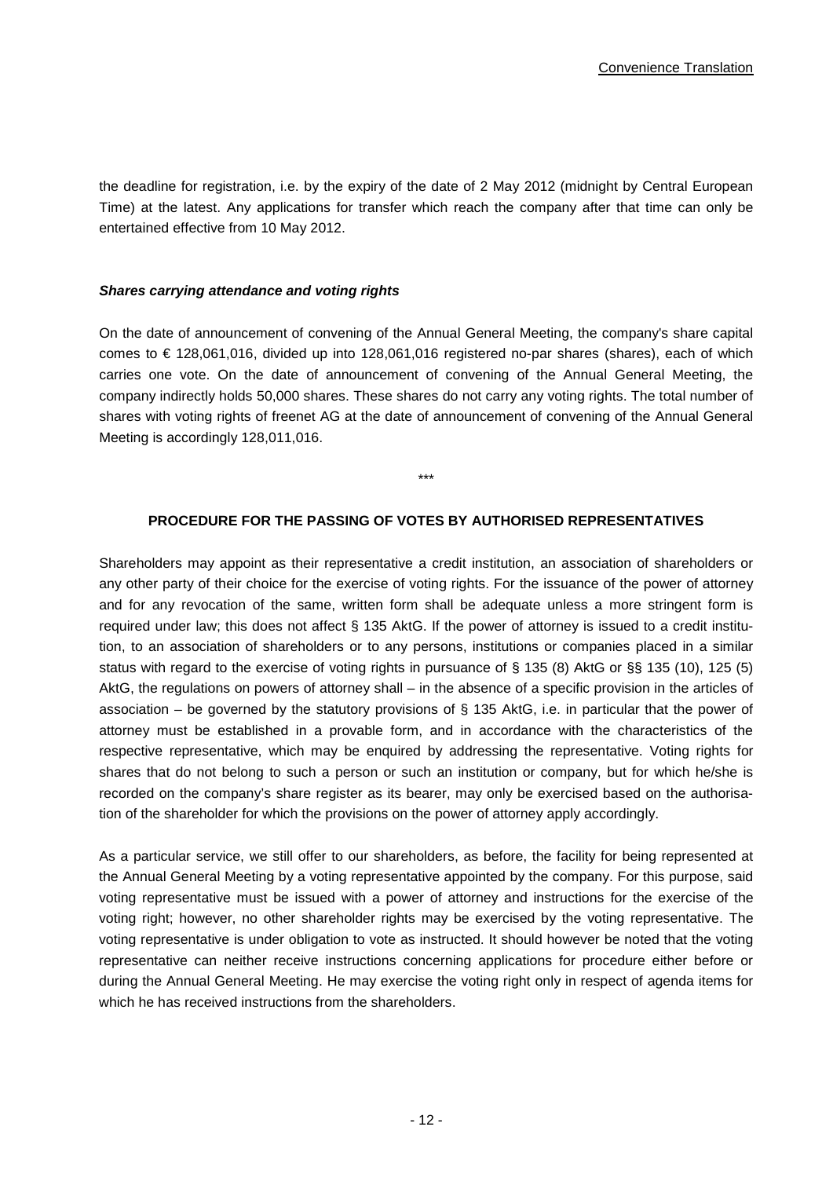the deadline for registration, i.e. by the expiry of the date of 2 May 2012 (midnight by Central European Time) at the latest. Any applications for transfer which reach the company after that time can only be entertained effective from 10 May 2012.

***Shares carrying attendance and voting rights***

On the date of announcement of convening of the Annual General Meeting, the company's share capital comes to € 128,061,016, divided up into 128,061,016 registered no-par shares (shares), each of which carries one vote. On the date of announcement of convening of the Annual General Meeting, the company indirectly holds 50,000 shares. These shares do not carry any voting rights. The total number of shares with voting rights of freenet AG at the date of announcement of convening of the Annual General Meeting is accordingly 128,011,016.

\*\*\*

**PROCEDURE FOR THE PASSING OF VOTES BY AUTHORISED REPRESENTATIVES**

Shareholders may appoint as their representative a credit institution, an association of shareholders or any other party of their choice for the exercise of voting rights. For the issuance of the power of attorney and for any revocation of the same, written form shall be adequate unless a more stringent form is required under law; this does not affect § 135 AktG. If the power of attorney is issued to a credit institution, to an association of shareholders or to any persons, institutions or companies placed in a similar status with regard to the exercise of voting rights in pursuance of § 135 (8) AktG or §§ 135 (10), 125 (5) AktG, the regulations on powers of attorney shall – in the absence of a specific provision in the articles of association – be governed by the statutory provisions of § 135 AktG, i.e. in particular that the power of attorney must be established in a provable form, and in accordance with the characteristics of the respective representative, which may be enquired by addressing the representative. Voting rights for shares that do not belong to such a person or such an institution or company, but for which he/she is recorded on the company's share register as its bearer, may only be exercised based on the authorisation of the shareholder for which the provisions on the power of attorney apply accordingly.

As a particular service, we still offer to our shareholders, as before, the facility for being represented at the Annual General Meeting by a voting representative appointed by the company. For this purpose, said voting representative must be issued with a power of attorney and instructions for the exercise of the voting right; however, no other shareholder rights may be exercised by the voting representative. The voting representative is under obligation to vote as instructed. It should however be noted that the voting representative can neither receive instructions concerning applications for procedure either before or during the Annual General Meeting. He may exercise the voting right only in respect of agenda items for which he has received instructions from the shareholders.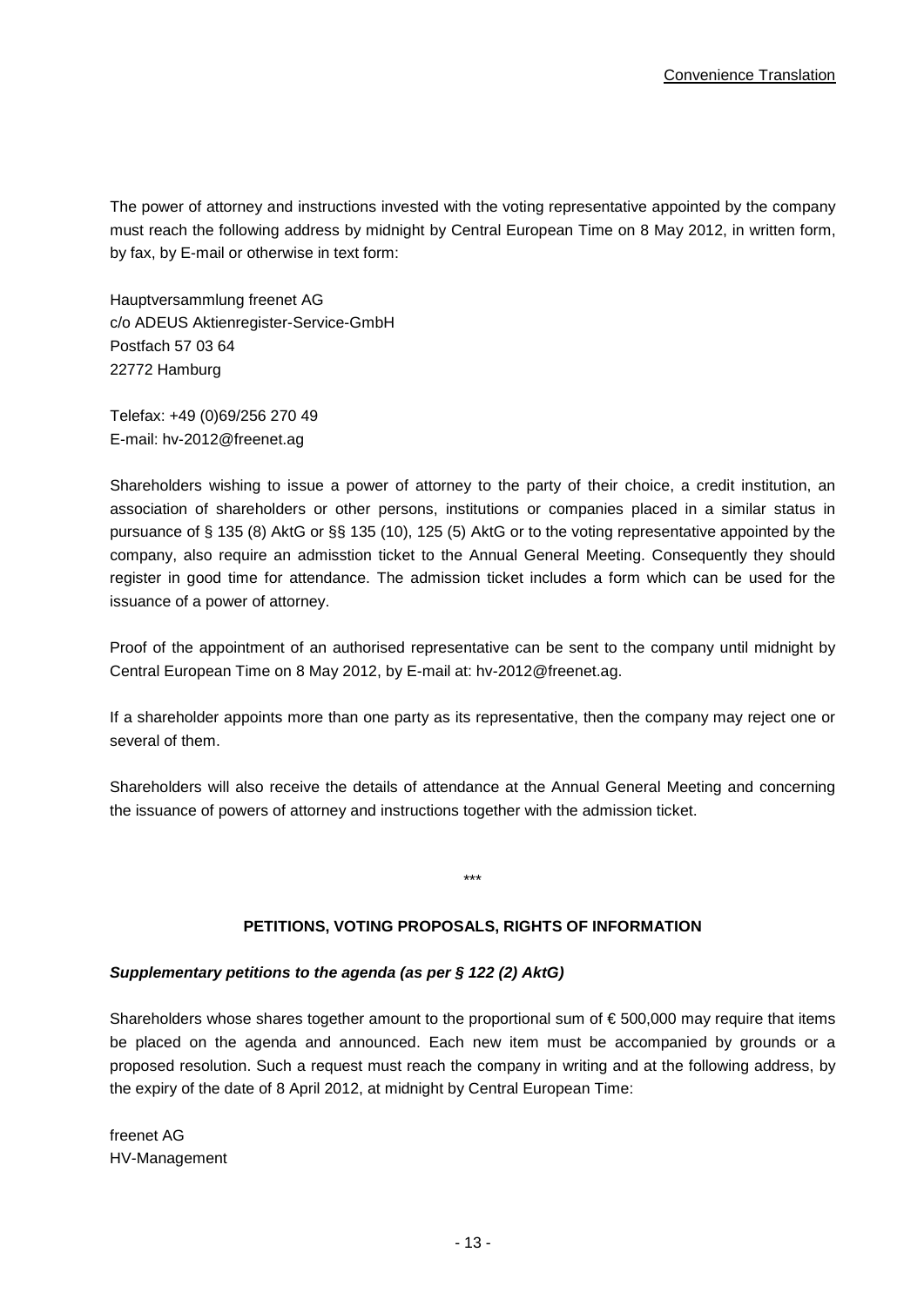The power of attorney and instructions invested with the voting representative appointed by the company must reach the following address by midnight by Central European Time on 8 May 2012, in written form, by fax, by E-mail or otherwise in text form:

Hauptversammlung freenet AG
c/o ADEUS Aktienregister-Service-GmbH
Postfach 57 03 64
22772 Hamburg

Telefax: +49 (0)69/256 270 49
E-mail: hv-2012@freenet.ag

Shareholders wishing to issue a power of attorney to the party of their choice, a credit institution, an association of shareholders or other persons, institutions or companies placed in a similar status in pursuance of § 135 (8) AktG or §§ 135 (10), 125 (5) AktG or to the voting representative appointed by the company, also require an admisstion ticket to the Annual General Meeting. Consequently they should register in good time for attendance. The admission ticket includes a form which can be used for the issuance of a power of attorney.

Proof of the appointment of an authorised representative can be sent to the company until midnight by Central European Time on 8 May 2012, by E-mail at: hv-2012@freenet.ag.

If a shareholder appoints more than one party as its representative, then the company may reject one or several of them.

Shareholders will also receive the details of attendance at the Annual General Meeting and concerning the issuance of powers of attorney and instructions together with the admission ticket.

\*\*\*

## PETITIONS, VOTING PROPOSALS, RIGHTS OF INFORMATION

***Supplementary petitions to the agenda (as per § 122 (2) AktG)***

Shareholders whose shares together amount to the proportional sum of € 500,000 may require that items be placed on the agenda and announced. Each new item must be accompanied by grounds or a proposed resolution. Such a request must reach the company in writing and at the following address, by the expiry of the date of 8 April 2012, at midnight by Central European Time:

freenet AG
HV-Management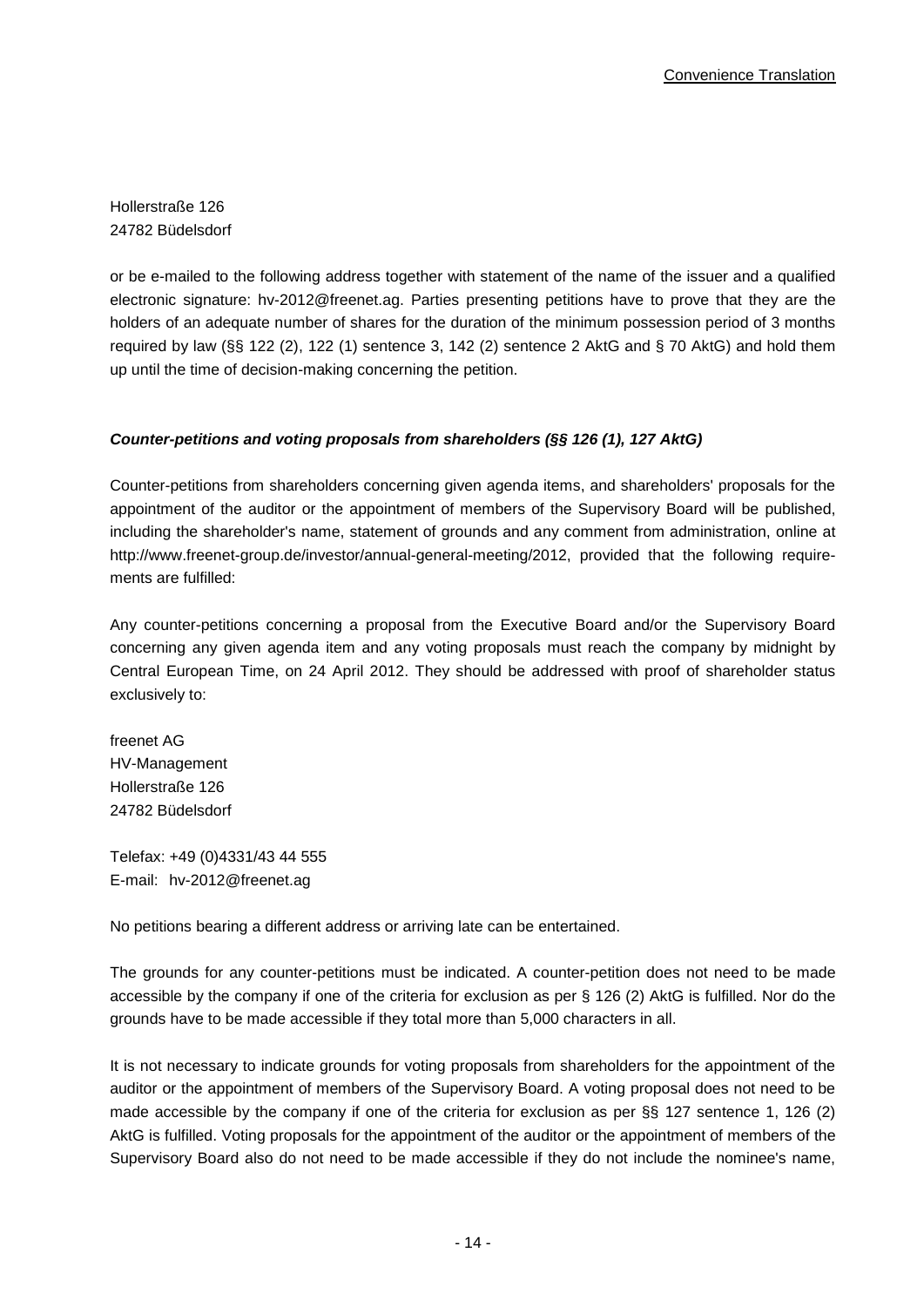Hollerstraße 126
24782 Büdelsdorf

or be e-mailed to the following address together with statement of the name of the issuer and a qualified electronic signature: hv-2012@freenet.ag. Parties presenting petitions have to prove that they are the holders of an adequate number of shares for the duration of the minimum possession period of 3 months required by law (§§ 122 (2), 122 (1) sentence 3, 142 (2) sentence 2 AktG and § 70 AktG) and hold them up until the time of decision-making concerning the petition.

***Counter-petitions and voting proposals from shareholders (§§ 126 (1), 127 AktG)***

Counter-petitions from shareholders concerning given agenda items, and shareholders' proposals for the appointment of the auditor or the appointment of members of the Supervisory Board will be published, including the shareholder's name, statement of grounds and any comment from administration, online at http://www.freenet-group.de/investor/annual-general-meeting/2012, provided that the following requirements are fulfilled:

Any counter-petitions concerning a proposal from the Executive Board and/or the Supervisory Board concerning any given agenda item and any voting proposals must reach the company by midnight by Central European Time, on 24 April 2012. They should be addressed with proof of shareholder status exclusively to:

freenet AG
HV-Management
Hollerstraße 126
24782 Büdelsdorf

Telefax: +49 (0)4331/43 44 555
E-mail: hv-2012@freenet.ag

No petitions bearing a different address or arriving late can be entertained.

The grounds for any counter-petitions must be indicated. A counter-petition does not need to be made accessible by the company if one of the criteria for exclusion as per § 126 (2) AktG is fulfilled. Nor do the grounds have to be made accessible if they total more than 5,000 characters in all.

It is not necessary to indicate grounds for voting proposals from shareholders for the appointment of the auditor or the appointment of members of the Supervisory Board. A voting proposal does not need to be made accessible by the company if one of the criteria for exclusion as per §§ 127 sentence 1, 126 (2) AktG is fulfilled. Voting proposals for the appointment of the auditor or the appointment of members of the Supervisory Board also do not need to be made accessible if they do not include the nominee's name,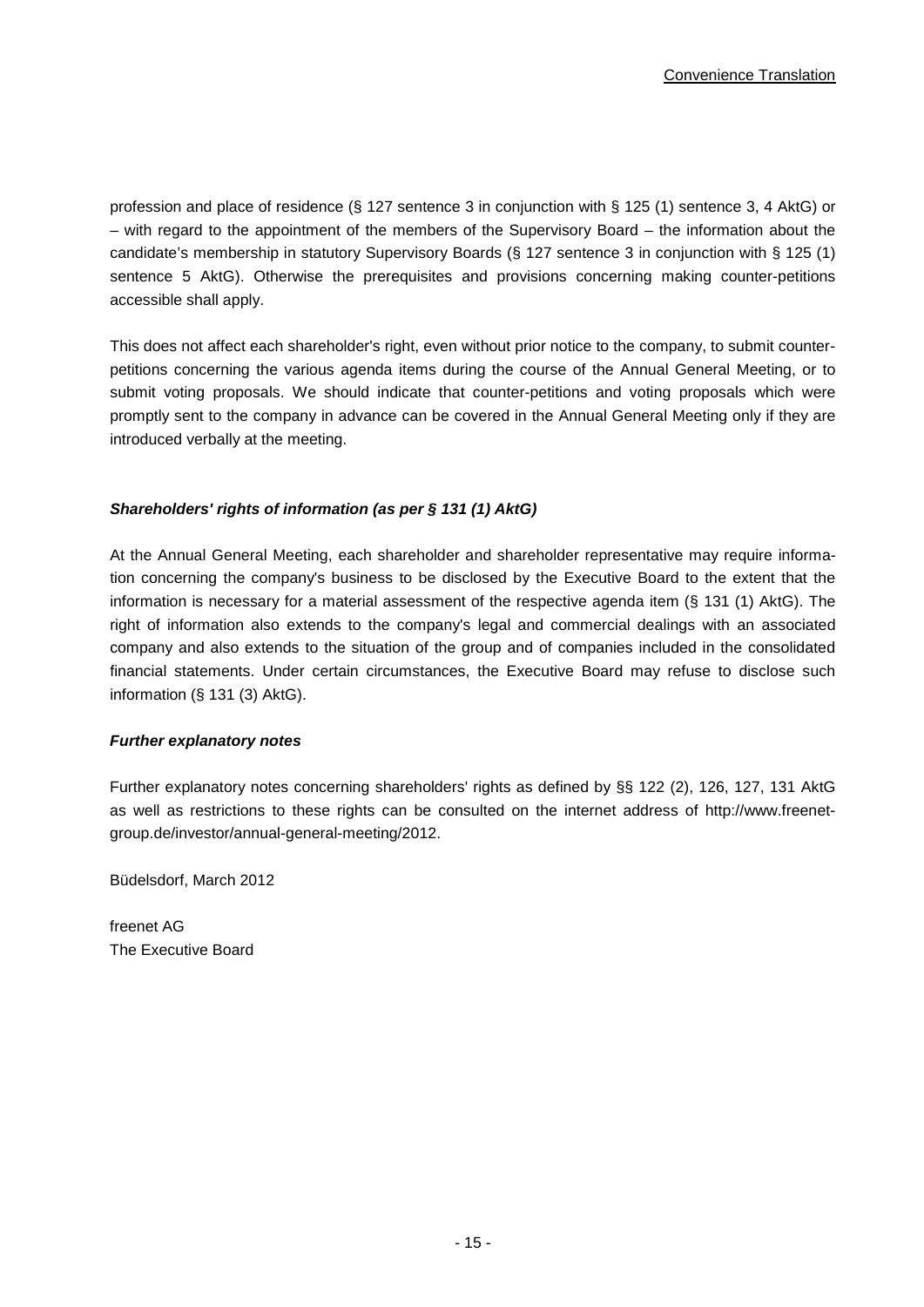profession and place of residence (§ 127 sentence 3 in conjunction with § 125 (1) sentence 3, 4 AktG) or – with regard to the appointment of the members of the Supervisory Board – the information about the candidate's membership in statutory Supervisory Boards (§ 127 sentence 3 in conjunction with § 125 (1) sentence 5 AktG). Otherwise the prerequisites and provisions concerning making counter-petitions accessible shall apply.

This does not affect each shareholder's right, even without prior notice to the company, to submit counter-petitions concerning the various agenda items during the course of the Annual General Meeting, or to submit voting proposals. We should indicate that counter-petitions and voting proposals which were promptly sent to the company in advance can be covered in the Annual General Meeting only if they are introduced verbally at the meeting.

***Shareholders' rights of information (as per § 131 (1) AktG)***

At the Annual General Meeting, each shareholder and shareholder representative may require information concerning the company's business to be disclosed by the Executive Board to the extent that the information is necessary for a material assessment of the respective agenda item (§ 131 (1) AktG). The right of information also extends to the company's legal and commercial dealings with an associated company and also extends to the situation of the group and of companies included in the consolidated financial statements. Under certain circumstances, the Executive Board may refuse to disclose such information (§ 131 (3) AktG).

***Further explanatory notes***

Further explanatory notes concerning shareholders' rights as defined by §§ 122 (2), 126, 127, 131 AktG as well as restrictions to these rights can be consulted on the internet address of http://www.freenet-group.de/investor/annual-general-meeting/2012.

Büdelsdorf, March 2012

freenet AG
The Executive Board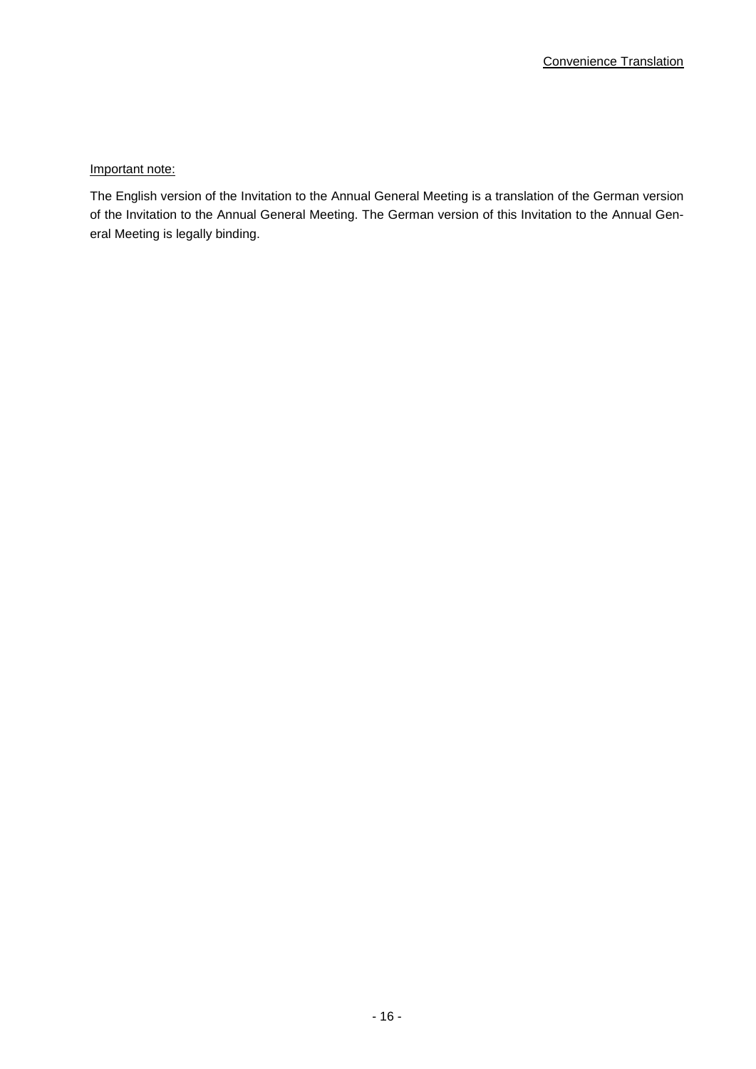Important note:

The English version of the Invitation to the Annual General Meeting is a translation of the German version of the Invitation to the Annual General Meeting. The German version of this Invitation to the Annual General Meeting is legally binding.